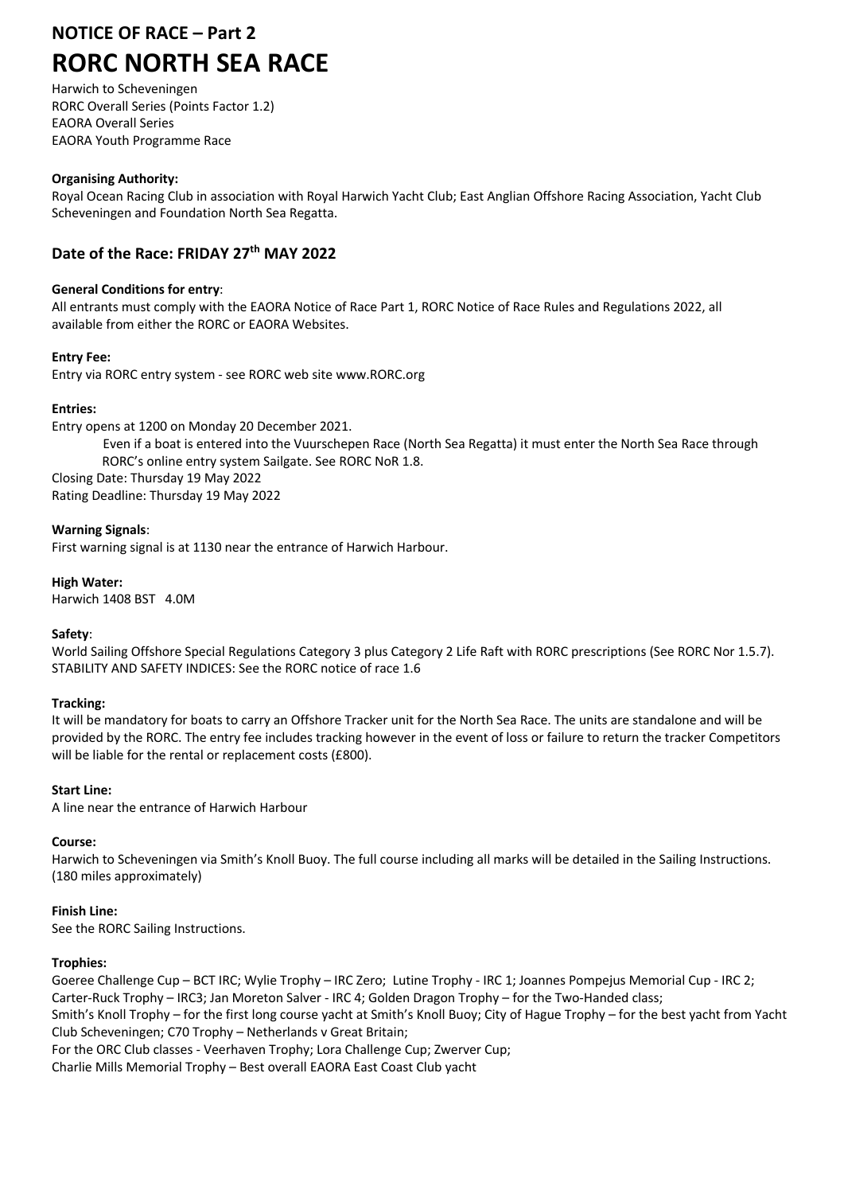# NOTICE OF RACE – Part 2

# RORC NORTH SEA RACE

Harwich to Scheveningen
RORC Overall Series (Points Factor 1.2)
EAORA Overall Series
EAORA Youth Programme Race

**Organising Authority:**
Royal Ocean Racing Club in association with Royal Harwich Yacht Club; East Anglian Offshore Racing Association, Yacht Club Scheveningen and Foundation North Sea Regatta.

## Date of the Race: FRIDAY 27th MAY 2022

**General Conditions for entry**:
All entrants must comply with the EAORA Notice of Race Part 1, RORC Notice of Race Rules and Regulations 2022, all available from either the RORC or EAORA Websites.

**Entry Fee:**
Entry via RORC entry system - see RORC web site www.RORC.org

**Entries:**
Entry opens at 1200 on Monday 20 December 2021.

> Even if a boat is entered into the Vuurschepen Race (North Sea Regatta) it must enter the North Sea Race through RORC's online entry system Sailgate. See RORC NoR 1.8.

Closing Date: Thursday 19 May 2022
Rating Deadline: Thursday 19 May 2022

**Warning Signals**:
First warning signal is at 1130 near the entrance of Harwich Harbour.

**High Water:**
Harwich 1408 BST 4.0M

**Safety**:
World Sailing Offshore Special Regulations Category 3 plus Category 2 Life Raft with RORC prescriptions (See RORC Nor 1.5.7).
STABILITY AND SAFETY INDICES: See the RORC notice of race 1.6

**Tracking:**
It will be mandatory for boats to carry an Offshore Tracker unit for the North Sea Race. The units are standalone and will be provided by the RORC. The entry fee includes tracking however in the event of loss or failure to return the tracker Competitors will be liable for the rental or replacement costs (£800).

**Start Line:**
A line near the entrance of Harwich Harbour

**Course:**
Harwich to Scheveningen via Smith's Knoll Buoy. The full course including all marks will be detailed in the Sailing Instructions. (180 miles approximately)

**Finish Line:**
See the RORC Sailing Instructions.

**Trophies:**
Goeree Challenge Cup – BCT IRC; Wylie Trophy – IRC Zero; Lutine Trophy - IRC 1; Joannes Pompejus Memorial Cup - IRC 2; Carter-Ruck Trophy – IRC3; Jan Moreton Salver - IRC 4; Golden Dragon Trophy – for the Two-Handed class;
Smith's Knoll Trophy – for the first long course yacht at Smith's Knoll Buoy; City of Hague Trophy – for the best yacht from Yacht Club Scheveningen; C70 Trophy – Netherlands v Great Britain;
For the ORC Club classes - Veerhaven Trophy; Lora Challenge Cup; Zwerver Cup;
Charlie Mills Memorial Trophy – Best overall EAORA East Coast Club yacht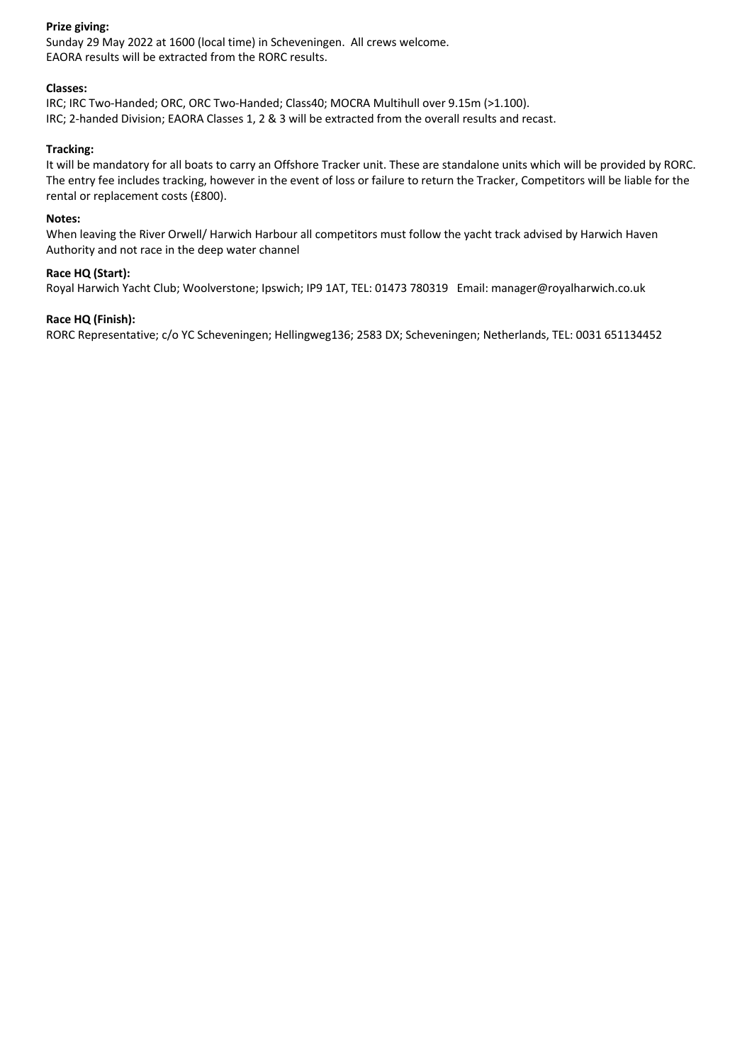**Prize giving:**
Sunday 29 May 2022 at 1600 (local time) in Scheveningen. All crews welcome.
EAORA results will be extracted from the RORC results.

**Classes:**
IRC; IRC Two-Handed; ORC, ORC Two-Handed; Class40; MOCRA Multihull over 9.15m (>1.100).
IRC; 2-handed Division; EAORA Classes 1, 2 & 3 will be extracted from the overall results and recast.

**Tracking:**
It will be mandatory for all boats to carry an Offshore Tracker unit. These are standalone units which will be provided by RORC. The entry fee includes tracking, however in the event of loss or failure to return the Tracker, Competitors will be liable for the rental or replacement costs (£800).

**Notes:**
When leaving the River Orwell/ Harwich Harbour all competitors must follow the yacht track advised by Harwich Haven Authority and not race in the deep water channel

**Race HQ (Start):**
Royal Harwich Yacht Club; Woolverstone; Ipswich; IP9 1AT, TEL: 01473 780319 Email: manager@royalharwich.co.uk

**Race HQ (Finish):**
RORC Representative; c/o YC Scheveningen; Hellingweg136; 2583 DX; Scheveningen; Netherlands, TEL: 0031 651134452